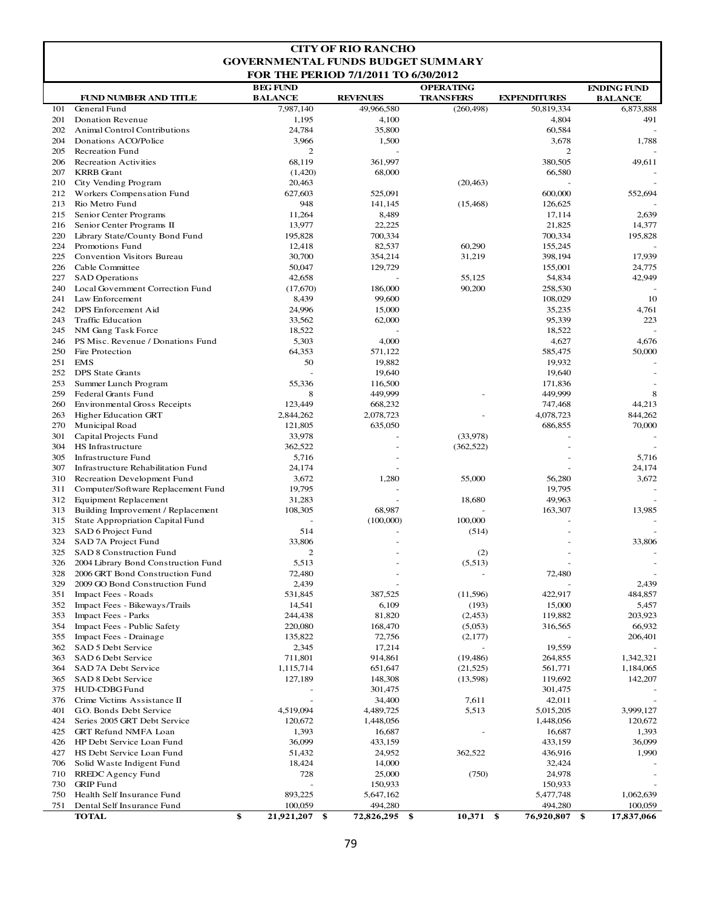# CITY OF RIO RANCHO

## GOVERNMENTAL FUNDS BUDGET SUMMARY

### FOR THE PERIOD 7/1/2011 TO 6/30/2012

| | FUND NUMBER AND TITLE | BEG FUND BALANCE | REVENUES | OPERATING TRANSFERS | EXPENDITURES | ENDING FUND BALANCE |
|---|---|---|---|---|---|---|
| 101 | General Fund | 7,987,140 | 49,966,580 | (260,498) | 50,819,334 | 6,873,888 |
| 201 | Donation Revenue | 1,195 | 4,100 | | 4,804 | 491 |
| 202 | Animal Control Contributions | 24,784 | 35,800 | | 60,584 | - |
| 204 | Donations ACO/Police | 3,966 | 1,500 | | 3,678 | 1,788 |
| 205 | Recreation Fund | 2 | - | | 2 | - |
| 206 | Recreation Activities | 68,119 | 361,997 | | 380,505 | 49,611 |
| 207 | KRRB Grant | (1,420) | 68,000 | | 66,580 | - |
| 210 | City Vending Program | 20,463 | | (20,463) | - | - |
| 212 | Workers Compensation Fund | 627,603 | 525,091 | | 600,000 | 552,694 |
| 213 | Rio Metro Fund | 948 | 141,145 | (15,468) | 126,625 | - |
| 215 | Senior Center Programs | 11,264 | 8,489 | | 17,114 | 2,639 |
| 216 | Senior Center Programs II | 13,977 | 22,225 | | 21,825 | 14,377 |
| 220 | Library State/County Bond Fund | 195,828 | 700,334 | | 700,334 | 195,828 |
| 224 | Promotions Fund | 12,418 | 82,537 | 60,290 | 155,245 | - |
| 225 | Convention Visitors Bureau | 30,700 | 354,214 | 31,219 | 398,194 | 17,939 |
| 226 | Cable Committee | 50,047 | 129,729 | | 155,001 | 24,775 |
| 227 | SAD Operations | 42,658 | - | 55,125 | 54,834 | 42,949 |
| 240 | Local Government Correction Fund | (17,670) | 186,000 | 90,200 | 258,530 | - |
| 241 | Law Enforcement | 8,439 | 99,600 | | 108,029 | 10 |
| 242 | DPS Enforcement Aid | 24,996 | 15,000 | | 35,235 | 4,761 |
| 243 | Traffic Education | 33,562 | 62,000 | | 95,339 | 223 |
| 245 | NM Gang Task Force | 18,522 | - | | 18,522 | - |
| 246 | PS Misc. Revenue / Donations Fund | 5,303 | 4,000 | | 4,627 | 4,676 |
| 250 | Fire Protection | 64,353 | 571,122 | | 585,475 | 50,000 |
| 251 | EMS | 50 | 19,882 | | 19,932 | - |
| 252 | DPS State Grants | - | 19,640 | | 19,640 | - |
| 253 | Summer Lunch Program | 55,336 | 116,500 | | 171,836 | - |
| 259 | Federal Grants Fund | 8 | 449,999 | - | 449,999 | 8 |
| 260 | Environmental Gross Receipts | 123,449 | 668,232 | | 747,468 | 44,213 |
| 263 | Higher Education GRT | 2,844,262 | 2,078,723 | - | 4,078,723 | 844,262 |
| 270 | Municipal Road | 121,805 | 635,050 | | 686,855 | 70,000 |
| 301 | Capital Projects Fund | 33,978 | - | (33,978) | - | - |
| 304 | HS Infrastructure | 362,522 | - | (362,522) | - | - |
| 305 | Infrastructure Fund | 5,716 | - | | - | 5,716 |
| 307 | Infrastructure Rehabilitation Fund | 24,174 | - | | - | 24,174 |
| 310 | Recreation Development Fund | 3,672 | 1,280 | 55,000 | 56,280 | 3,672 |
| 311 | Computer/Software Replacement Fund | 19,795 | - | | 19,795 | - |
| 312 | Equipment Replacement | 31,283 | - | 18,680 | 49,963 | - |
| 313 | Building Improvement / Replacement | 108,305 | 68,987 | - | 163,307 | 13,985 |
| 315 | State Appropriation Capital Fund | - | (100,000) | 100,000 | - | - |
| 323 | SAD 6 Project Fund | 514 | - | (514) | - | - |
| 324 | SAD 7A Project Fund | 33,806 | - | | - | 33,806 |
| 325 | SAD 8 Construction Fund | 2 | - | (2) | - | - |
| 326 | 2004 Library Bond Construction Fund | 5,513 | - | (5,513) | - | - |
| 328 | 2006 GRT Bond Construction Fund | 72,480 | - | - | 72,480 | - |
| 329 | 2009 GO Bond Construction Fund | 2,439 | - | | - | 2,439 |
| 351 | Impact Fees - Roads | 531,845 | 387,525 | (11,596) | 422,917 | 484,857 |
| 352 | Impact Fees - Bikeways/Trails | 14,541 | 6,109 | (193) | 15,000 | 5,457 |
| 353 | Impact Fees - Parks | 244,438 | 81,820 | (2,453) | 119,882 | 203,923 |
| 354 | Impact Fees - Public Safety | 220,080 | 168,470 | (5,053) | 316,565 | 66,932 |
| 355 | Impact Fees - Drainage | 135,822 | 72,756 | (2,177) | - | 206,401 |
| 362 | SAD 5 Debt Service | 2,345 | 17,214 | - | 19,559 | - |
| 363 | SAD 6 Debt Service | 711,801 | 914,861 | (19,486) | 264,855 | 1,342,321 |
| 364 | SAD 7A Debt Service | 1,115,714 | 651,647 | (21,525) | 561,771 | 1,184,065 |
| 365 | SAD 8 Debt Service | 127,189 | 148,308 | (13,598) | 119,692 | 142,207 |
| 375 | HUD-CDBG Fund | - | 301,475 | | 301,475 | - |
| 376 | Crime Victims Assistance II | - | 34,400 | 7,611 | 42,011 | - |
| 401 | G.O. Bonds Debt Service | 4,519,094 | 4,489,725 | 5,513 | 5,015,205 | 3,999,127 |
| 424 | Series 2005 GRT Debt Service | 120,672 | 1,448,056 | | 1,448,056 | 120,672 |
| 425 | GRT Refund NMFA Loan | 1,393 | 16,687 | - | 16,687 | 1,393 |
| 426 | HP Debt Service Loan Fund | 36,099 | 433,159 | | 433,159 | 36,099 |
| 427 | HS Debt Service Loan Fund | 51,432 | 24,952 | 362,522 | 436,916 | 1,990 |
| 706 | Solid Waste Indigent Fund | 18,424 | 14,000 | | 32,424 | - |
| 710 | RREDC Agency Fund | 728 | 25,000 | (750) | 24,978 | - |
| 730 | GRIP Fund | - | 150,933 | | 150,933 | - |
| 750 | Health Self Insurance Fund | 893,225 | 5,647,162 | | 5,477,748 | 1,062,639 |
| 751 | Dental Self Insurance Fund | 100,059 | 494,280 | | 494,280 | 100,059 |
| | **TOTAL** | **$ 21,921,207** | **$ 72,826,295** | **$ 10,371** | **$ 76,920,807** | **$ 17,837,066** |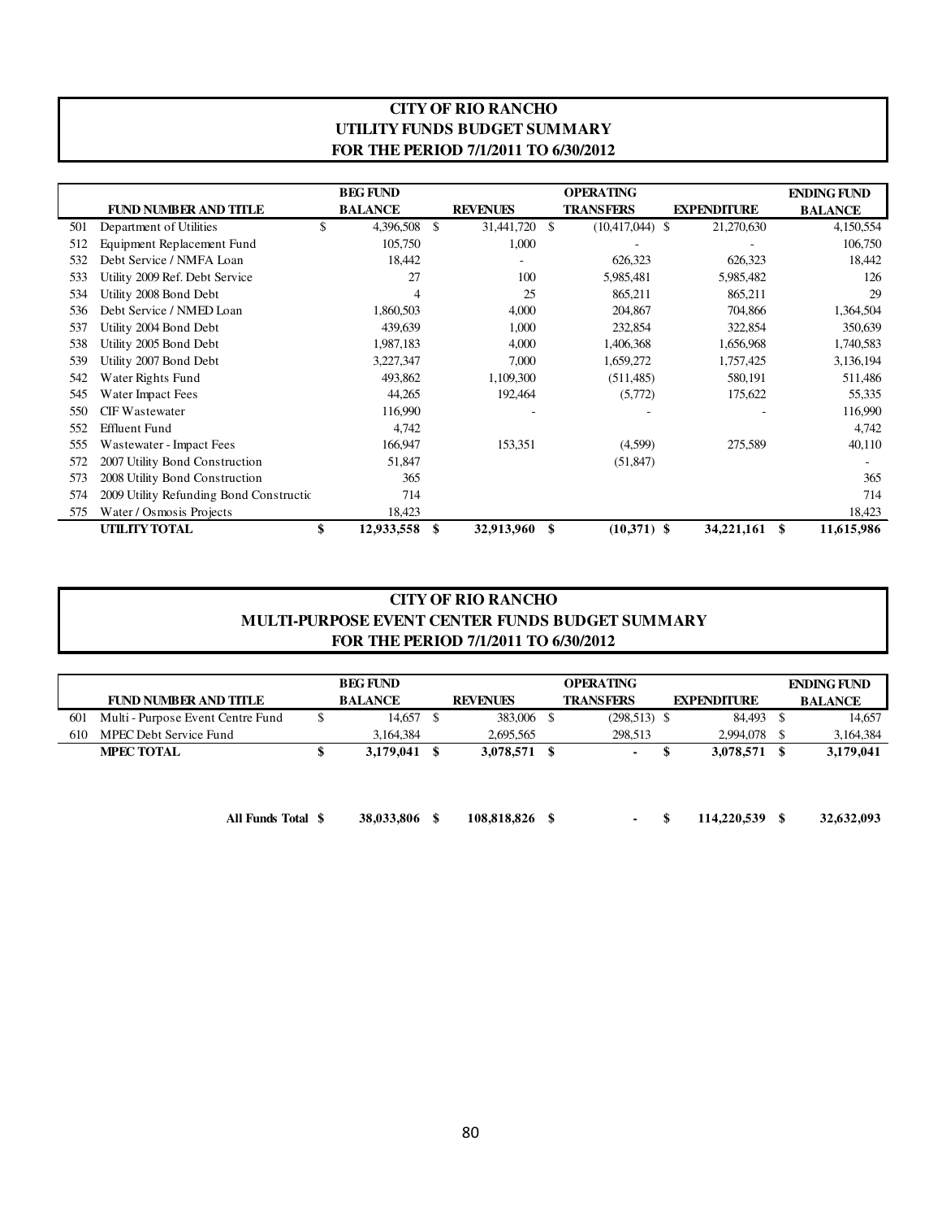# CITY OF RIO RANCHO
## UTILITY FUNDS BUDGET SUMMARY
### FOR THE PERIOD 7/1/2011 TO 6/30/2012

| | FUND NUMBER AND TITLE | BEG FUND BALANCE | REVENUES | OPERATING TRANSFERS | EXPENDITURE | ENDING FUND BALANCE |
|---|---|---|---|---|---|---|
| 501 | Department of Utilities | $ 4,396,508 | $ 31,441,720 | $ (10,417,044) | $ 21,270,630 | 4,150,554 |
| 512 | Equipment Replacement Fund | 105,750 | 1,000 | - | - | 106,750 |
| 532 | Debt Service / NMFA Loan | 18,442 | - | 626,323 | 626,323 | 18,442 |
| 533 | Utility 2009 Ref. Debt Service | 27 | 100 | 5,985,481 | 5,985,482 | 126 |
| 534 | Utility 2008 Bond Debt | 4 | 25 | 865,211 | 865,211 | 29 |
| 536 | Debt Service / NMED Loan | 1,860,503 | 4,000 | 204,867 | 704,866 | 1,364,504 |
| 537 | Utility 2004 Bond Debt | 439,639 | 1,000 | 232,854 | 322,854 | 350,639 |
| 538 | Utility 2005 Bond Debt | 1,987,183 | 4,000 | 1,406,368 | 1,656,968 | 1,740,583 |
| 539 | Utility 2007 Bond Debt | 3,227,347 | 7,000 | 1,659,272 | 1,757,425 | 3,136,194 |
| 542 | Water Rights Fund | 493,862 | 1,109,300 | (511,485) | 580,191 | 511,486 |
| 545 | Water Impact Fees | 44,265 | 192,464 | (5,772) | 175,622 | 55,335 |
| 550 | CIF Wastewater | 116,990 | - | - | - | 116,990 |
| 552 | Effluent Fund | 4,742 | | | | 4,742 |
| 555 | Wastewater - Impact Fees | 166,947 | 153,351 | (4,599) | 275,589 | 40,110 |
| 572 | 2007 Utility Bond Construction | 51,847 | | (51,847) | | - |
| 573 | 2008 Utility Bond Construction | 365 | | | | 365 |
| 574 | 2009 Utility Refunding Bond Constructic | 714 | | | | 714 |
| 575 | Water / Osmosis Projects | 18,423 | | | | 18,423 |
| | **UTILITY TOTAL** | **$ 12,933,558** | **$ 32,913,960** | **$ (10,371)** | **$ 34,221,161** | **$ 11,615,986** |

# CITY OF RIO RANCHO
## MULTI-PURPOSE EVENT CENTER FUNDS BUDGET SUMMARY
### FOR THE PERIOD 7/1/2011 TO 6/30/2012

| | FUND NUMBER AND TITLE | BEG FUND BALANCE | REVENUES | OPERATING TRANSFERS | EXPENDITURE | ENDING FUND BALANCE |
|---|---|---|---|---|---|---|
| 601 | Multi - Purpose Event Centre Fund | $ 14,657 | $ 383,006 | $ (298,513) | $ 84,493 | $ 14,657 |
| 610 | MPEC Debt Service Fund | 3,164,384 | 2,695,565 | 298,513 | 2,994,078 | $ 3,164,384 |
| | **MPEC TOTAL** | **$ 3,179,041** | **$ 3,078,571** | **$ -** | **$ 3,078,571** | **$ 3,179,041** |
| | | | | | | |
| | **All Funds Total** | **$ 38,033,806** | **$ 108,818,826** | **$ -** | **$ 114,220,539** | **$ 32,632,093** |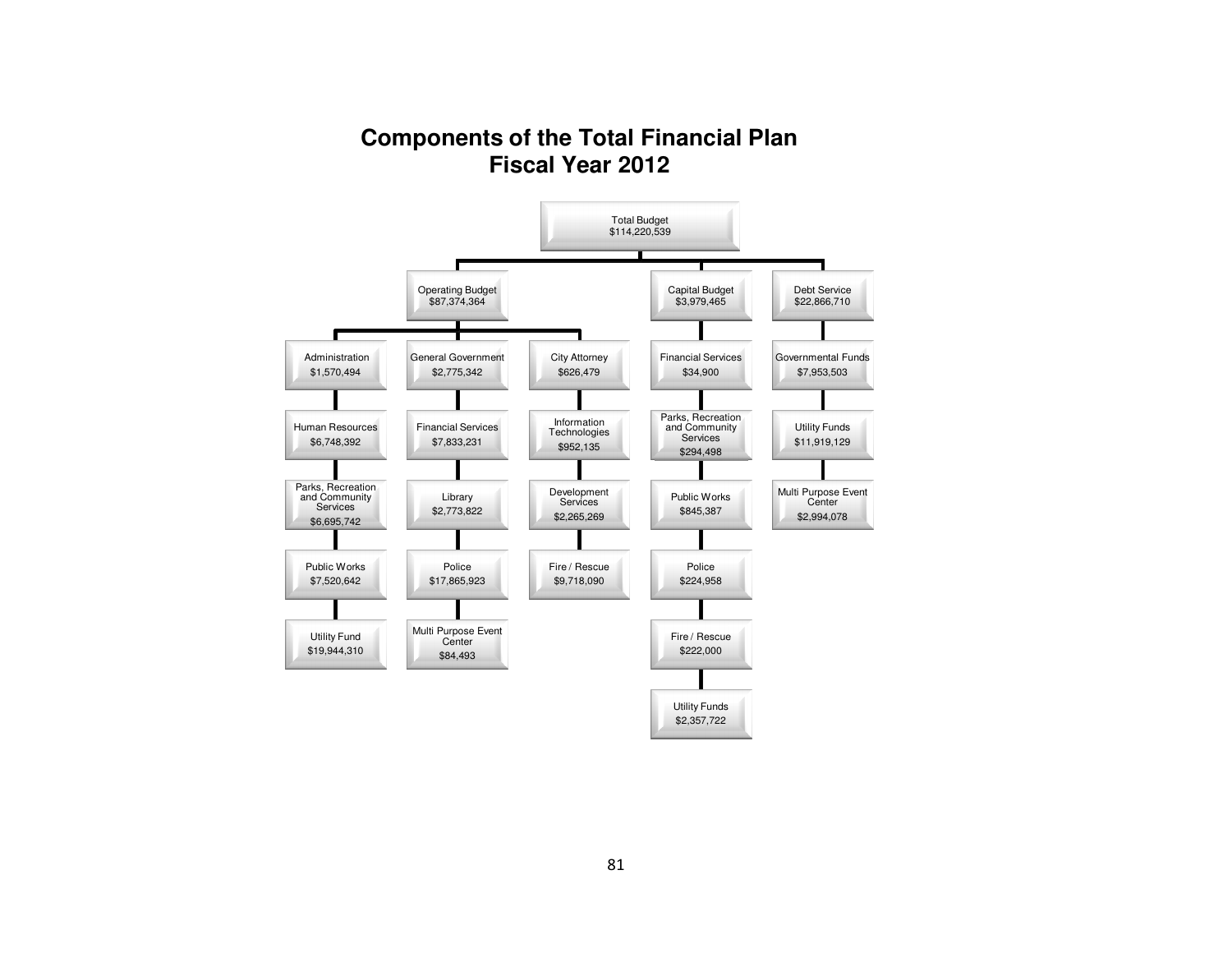# Components of the Total Financial Plan
## Fiscal Year 2012

**Total Budget** $114,220,539

- **Operating Budget** $87,374,364
  - Administration $1,570,494
  - Human Resources $6,748,392
  - Parks, Recreation and Community Services $6,695,742
  - Public Works $7,520,642
  - Utility Fund $19,944,310
  - General Government $2,775,342
  - Financial Services $7,833,231
  - Library $2,773,822
  - Police $17,865,923
  - Multi Purpose Event Center $84,493
  - City Attorney $626,479
  - Information Technologies $952,135
  - Development Services $2,265,269
  - Fire / Rescue $9,718,090
- **Capital Budget** $3,979,465
  - Financial Services $34,900
  - Parks, Recreation and Community Services $294,498
  - Public Works $845,387
  - Police $224,958
  - Fire / Rescue $222,000
  - Utility Funds $2,357,722
- **Debt Service** $22,866,710
  - Governmental Funds $7,953,503
  - Utility Funds $11,919,129
  - Multi Purpose Event Center $2,994,078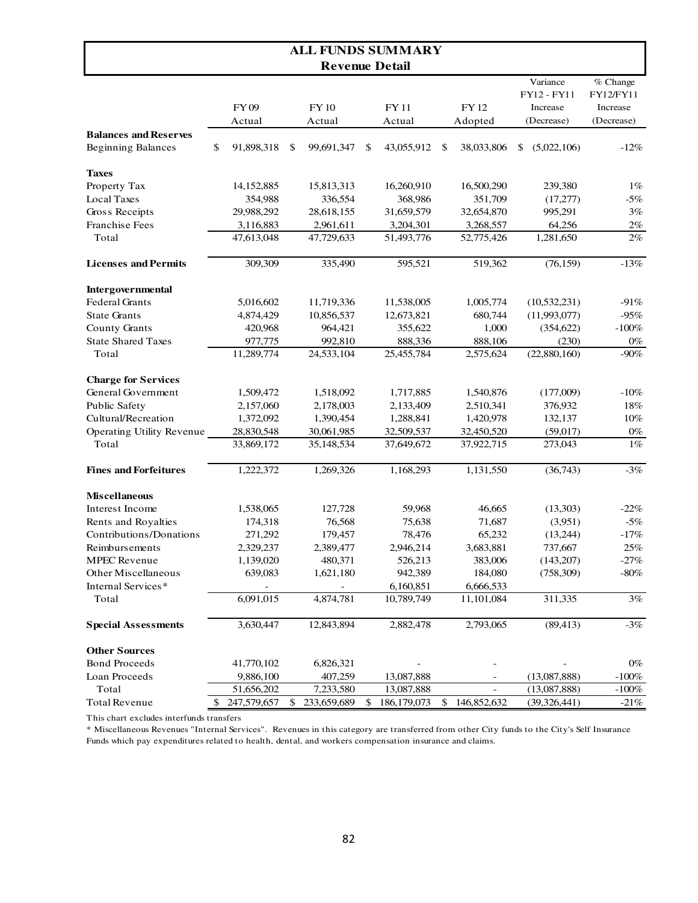# ALL FUNDS SUMMARY
## Revenue Detail

| | FY 09 Actual | FY 10 Actual | FY 11 Actual | FY 12 Adopted | Variance FY12 - FY11 Increase (Decrease) | % Change FY12/FY11 Increase (Decrease) |
|---|---|---|---|---|---|---|
| **Balances and Reserves** | | | | | | |
| Beginning Balances | $ 91,898,318 | $ 99,691,347 | $ 43,055,912 | $ 38,033,806 | $ (5,022,106) | -12% |
| **Taxes** | | | | | | |
| Property Tax | 14,152,885 | 15,813,313 | 16,260,910 | 16,500,290 | 239,380 | 1% |
| Local Taxes | 354,988 | 336,554 | 368,986 | 351,709 | (17,277) | -5% |
| Gross Receipts | 29,988,292 | 28,618,155 | 31,659,579 | 32,654,870 | 995,291 | 3% |
| Franchise Fees | 3,116,883 | 2,961,611 | 3,204,301 | 3,268,557 | 64,256 | 2% |
| Total | 47,613,048 | 47,729,633 | 51,493,776 | 52,775,426 | 1,281,650 | 2% |
| **Licenses and Permits** | 309,309 | 335,490 | 595,521 | 519,362 | (76,159) | -13% |
| **Intergovernmental** | | | | | | |
| Federal Grants | 5,016,602 | 11,719,336 | 11,538,005 | 1,005,774 | (10,532,231) | -91% |
| State Grants | 4,874,429 | 10,856,537 | 12,673,821 | 680,744 | (11,993,077) | -95% |
| County Grants | 420,968 | 964,421 | 355,622 | 1,000 | (354,622) | -100% |
| State Shared Taxes | 977,775 | 992,810 | 888,336 | 888,106 | (230) | 0% |
| Total | 11,289,774 | 24,533,104 | 25,455,784 | 2,575,624 | (22,880,160) | -90% |
| **Charge for Services** | | | | | | |
| General Government | 1,509,472 | 1,518,092 | 1,717,885 | 1,540,876 | (177,009) | -10% |
| Public Safety | 2,157,060 | 2,178,003 | 2,133,409 | 2,510,341 | 376,932 | 18% |
| Cultural/Recreation | 1,372,092 | 1,390,454 | 1,288,841 | 1,420,978 | 132,137 | 10% |
| Operating Utility Revenue | 28,830,548 | 30,061,985 | 32,509,537 | 32,450,520 | (59,017) | 0% |
| Total | 33,869,172 | 35,148,534 | 37,649,672 | 37,922,715 | 273,043 | 1% |
| **Fines and Forfeitures** | 1,222,372 | 1,269,326 | 1,168,293 | 1,131,550 | (36,743) | -3% |
| **Miscellaneous** | | | | | | |
| Interest Income | 1,538,065 | 127,728 | 59,968 | 46,665 | (13,303) | -22% |
| Rents and Royalties | 174,318 | 76,568 | 75,638 | 71,687 | (3,951) | -5% |
| Contributions/Donations | 271,292 | 179,457 | 78,476 | 65,232 | (13,244) | -17% |
| Reimbursements | 2,329,237 | 2,389,477 | 2,946,214 | 3,683,881 | 737,667 | 25% |
| MPEC Revenue | 1,139,020 | 480,371 | 526,213 | 383,006 | (143,207) | -27% |
| Other Miscellaneous | 639,083 | 1,621,180 | 942,389 | 184,080 | (758,309) | -80% |
| Internal Services* | - | - | 6,160,851 | 6,666,533 | | |
| Total | 6,091,015 | 4,874,781 | 10,789,749 | 11,101,084 | 311,335 | 3% |
| **Special Assessments** | 3,630,447 | 12,843,894 | 2,882,478 | 2,793,065 | (89,413) | -3% |
| **Other Sources** | | | | | | |
| Bond Proceeds | 41,770,102 | 6,826,321 | - | - | - | 0% |
| Loan Proceeds | 9,886,100 | 407,259 | 13,087,888 | - | (13,087,888) | -100% |
| Total | 51,656,202 | 7,233,580 | 13,087,888 | - | (13,087,888) | -100% |
| Total Revenue | $ 247,579,657 | $ 233,659,689 | $ 186,179,073 | $ 146,852,632 | (39,326,441) | -21% |

This chart excludes interfunds transfers

* Miscellaneous Revenues "Internal Services". Revenues in this category are transferred from other City funds to the City's Self Insurance Funds which pay expenditures related to health, dental, and workers compensation insurance and claims.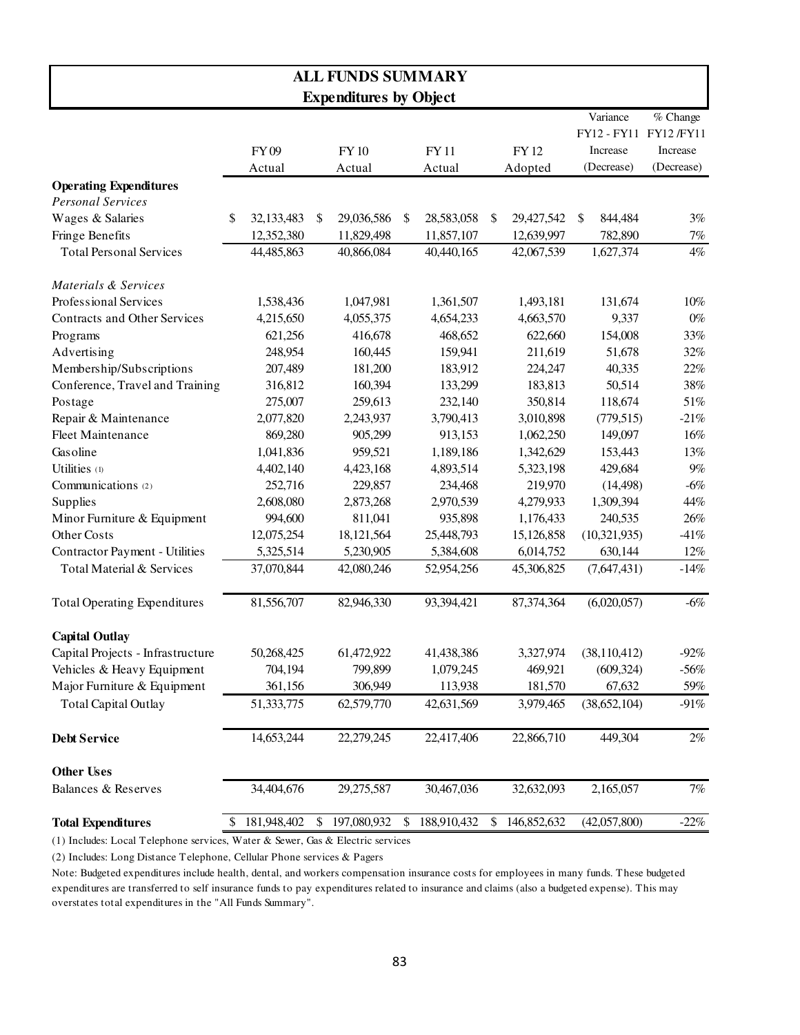# ALL FUNDS SUMMARY

## Expenditures by Object

| | FY 09 Actual | FY 10 Actual | FY 11 Actual | FY 12 Adopted | Variance FY12 - FY11 Increase (Decrease) | % Change FY12 /FY11 Increase (Decrease) |
|---|---|---|---|---|---|---|
| **Operating Expenditures** | | | | | | |
| *Personal Services* | | | | | | |
| Wages & Salaries | $ 32,133,483 | $ 29,036,586 | $ 28,583,058 | $ 29,427,542 | $ 844,484 | 3% |
| Fringe Benefits | 12,352,380 | 11,829,498 | 11,857,107 | 12,639,997 | 782,890 | 7% |
| Total Personal Services | 44,485,863 | 40,866,084 | 40,440,165 | 42,067,539 | 1,627,374 | 4% |
| *Materials & Services* | | | | | | |
| Professional Services | 1,538,436 | 1,047,981 | 1,361,507 | 1,493,181 | 131,674 | 10% |
| Contracts and Other Services | 4,215,650 | 4,055,375 | 4,654,233 | 4,663,570 | 9,337 | 0% |
| Programs | 621,256 | 416,678 | 468,652 | 622,660 | 154,008 | 33% |
| Advertising | 248,954 | 160,445 | 159,941 | 211,619 | 51,678 | 32% |
| Membership/Subscriptions | 207,489 | 181,200 | 183,912 | 224,247 | 40,335 | 22% |
| Conference, Travel and Training | 316,812 | 160,394 | 133,299 | 183,813 | 50,514 | 38% |
| Postage | 275,007 | 259,613 | 232,140 | 350,814 | 118,674 | 51% |
| Repair & Maintenance | 2,077,820 | 2,243,937 | 3,790,413 | 3,010,898 | (779,515) | -21% |
| Fleet Maintenance | 869,280 | 905,299 | 913,153 | 1,062,250 | 149,097 | 16% |
| Gasoline | 1,041,836 | 959,521 | 1,189,186 | 1,342,629 | 153,443 | 13% |
| Utilities (1) | 4,402,140 | 4,423,168 | 4,893,514 | 5,323,198 | 429,684 | 9% |
| Communications (2) | 252,716 | 229,857 | 234,468 | 219,970 | (14,498) | -6% |
| Supplies | 2,608,080 | 2,873,268 | 2,970,539 | 4,279,933 | 1,309,394 | 44% |
| Minor Furniture & Equipment | 994,600 | 811,041 | 935,898 | 1,176,433 | 240,535 | 26% |
| Other Costs | 12,075,254 | 18,121,564 | 25,448,793 | 15,126,858 | (10,321,935) | -41% |
| Contractor Payment - Utilities | 5,325,514 | 5,230,905 | 5,384,608 | 6,014,752 | 630,144 | 12% |
| Total Material & Services | 37,070,844 | 42,080,246 | 52,954,256 | 45,306,825 | (7,647,431) | -14% |
| Total Operating Expenditures | 81,556,707 | 82,946,330 | 93,394,421 | 87,374,364 | (6,020,057) | -6% |
| **Capital Outlay** | | | | | | |
| Capital Projects - Infrastructure | 50,268,425 | 61,472,922 | 41,438,386 | 3,327,974 | (38,110,412) | -92% |
| Vehicles & Heavy Equipment | 704,194 | 799,899 | 1,079,245 | 469,921 | (609,324) | -56% |
| Major Furniture & Equipment | 361,156 | 306,949 | 113,938 | 181,570 | 67,632 | 59% |
| Total Capital Outlay | 51,333,775 | 62,579,770 | 42,631,569 | 3,979,465 | (38,652,104) | -91% |
| **Debt Service** | 14,653,244 | 22,279,245 | 22,417,406 | 22,866,710 | 449,304 | 2% |
| **Other Uses** | | | | | | |
| Balances & Reserves | 34,404,676 | 29,275,587 | 30,467,036 | 32,632,093 | 2,165,057 | 7% |
| **Total Expenditures** | $ 181,948,402 | $ 197,080,932 | $ 188,910,432 | $ 146,852,632 | (42,057,800) | -22% |

(1) Includes: Local Telephone services, Water & Sewer, Gas & Electric services

(2) Includes: Long Distance Telephone, Cellular Phone services & Pagers

Note: Budgeted expenditures include health, dental, and workers compensation insurance costs for employees in many funds. These budgeted expenditures are transferred to self insurance funds to pay expenditures related to insurance and claims (also a budgeted expense). This may overstates total expenditures in the "All Funds Summary".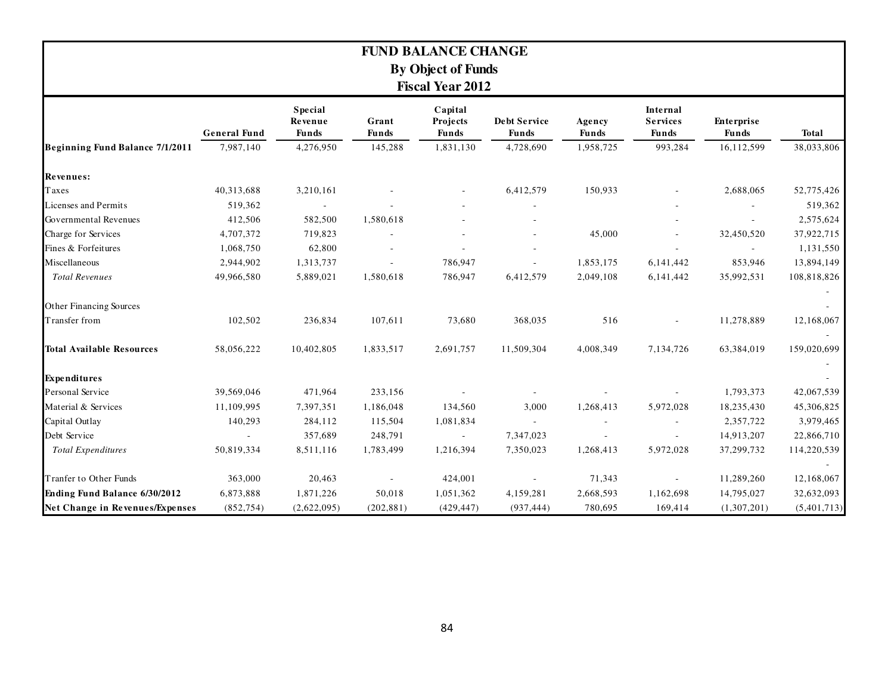# FUND BALANCE CHANGE

## By Object of Funds

## Fiscal Year 2012

| | General Fund | Special Revenue Funds | Grant Funds | Capital Projects Funds | Debt Service Funds | Agency Funds | Internal Services Funds | Enterprise Funds | Total |
|---|---|---|---|---|---|---|---|---|---|
| **Beginning Fund Balance 7/1/2011** | 7,987,140 | 4,276,950 | 145,288 | 1,831,130 | 4,728,690 | 1,958,725 | 993,284 | 16,112,599 | 38,033,806 |
| **Revenues:** | | | | | | | | | |
| Taxes | 40,313,688 | 3,210,161 | - | - | 6,412,579 | 150,933 | - | 2,688,065 | 52,775,426 |
| Licenses and Permits | 519,362 | - | - | - | - | | - | - | 519,362 |
| Governmental Revenues | 412,506 | 582,500 | 1,580,618 | - | - | | - | - | 2,575,624 |
| Charge for Services | 4,707,372 | 719,823 | - | - | - | 45,000 | - | 32,450,520 | 37,922,715 |
| Fines & Forfeitures | 1,068,750 | 62,800 | - | - | - | | - | - | 1,131,550 |
| Miscellaneous | 2,944,902 | 1,313,737 | - | 786,947 | - | 1,853,175 | 6,141,442 | 853,946 | 13,894,149 |
| *Total Revenues* | 49,966,580 | 5,889,021 | 1,580,618 | 786,947 | 6,412,579 | 2,049,108 | 6,141,442 | 35,992,531 | 108,818,826 |
| | | | | | | | | | - |
| Other Financing Sources | | | | | | | | | - |
| Transfer from | 102,502 | 236,834 | 107,611 | 73,680 | 368,035 | 516 | - | 11,278,889 | 12,168,067 |
| | | | | | | | | | - |
| **Total Available Resources** | 58,056,222 | 10,402,805 | 1,833,517 | 2,691,757 | 11,509,304 | 4,008,349 | 7,134,726 | 63,384,019 | 159,020,699 |
| | | | | | | | | | - |
| **Expenditures** | | | | | | | | | - |
| Personal Service | 39,569,046 | 471,964 | 233,156 | - | - | - | - | 1,793,373 | 42,067,539 |
| Material & Services | 11,109,995 | 7,397,351 | 1,186,048 | 134,560 | 3,000 | 1,268,413 | 5,972,028 | 18,235,430 | 45,306,825 |
| Capital Outlay | 140,293 | 284,112 | 115,504 | 1,081,834 | - | - | - | 2,357,722 | 3,979,465 |
| Debt Service | - | 357,689 | 248,791 | - | 7,347,023 | - | - | 14,913,207 | 22,866,710 |
| *Total Expenditures* | 50,819,334 | 8,511,116 | 1,783,499 | 1,216,394 | 7,350,023 | 1,268,413 | 5,972,028 | 37,299,732 | 114,220,539 |
| | | | | | | | | | - |
| Tranfer to Other Funds | 363,000 | 20,463 | - | 424,001 | - | 71,343 | - | 11,289,260 | 12,168,067 |
| **Ending Fund Balance 6/30/2012** | 6,873,888 | 1,871,226 | 50,018 | 1,051,362 | 4,159,281 | 2,668,593 | 1,162,698 | 14,795,027 | 32,632,093 |
| **Net Change in Revenues/Expenses** | (852,754) | (2,622,095) | (202,881) | (429,447) | (937,444) | 780,695 | 169,414 | (1,307,201) | (5,401,713) |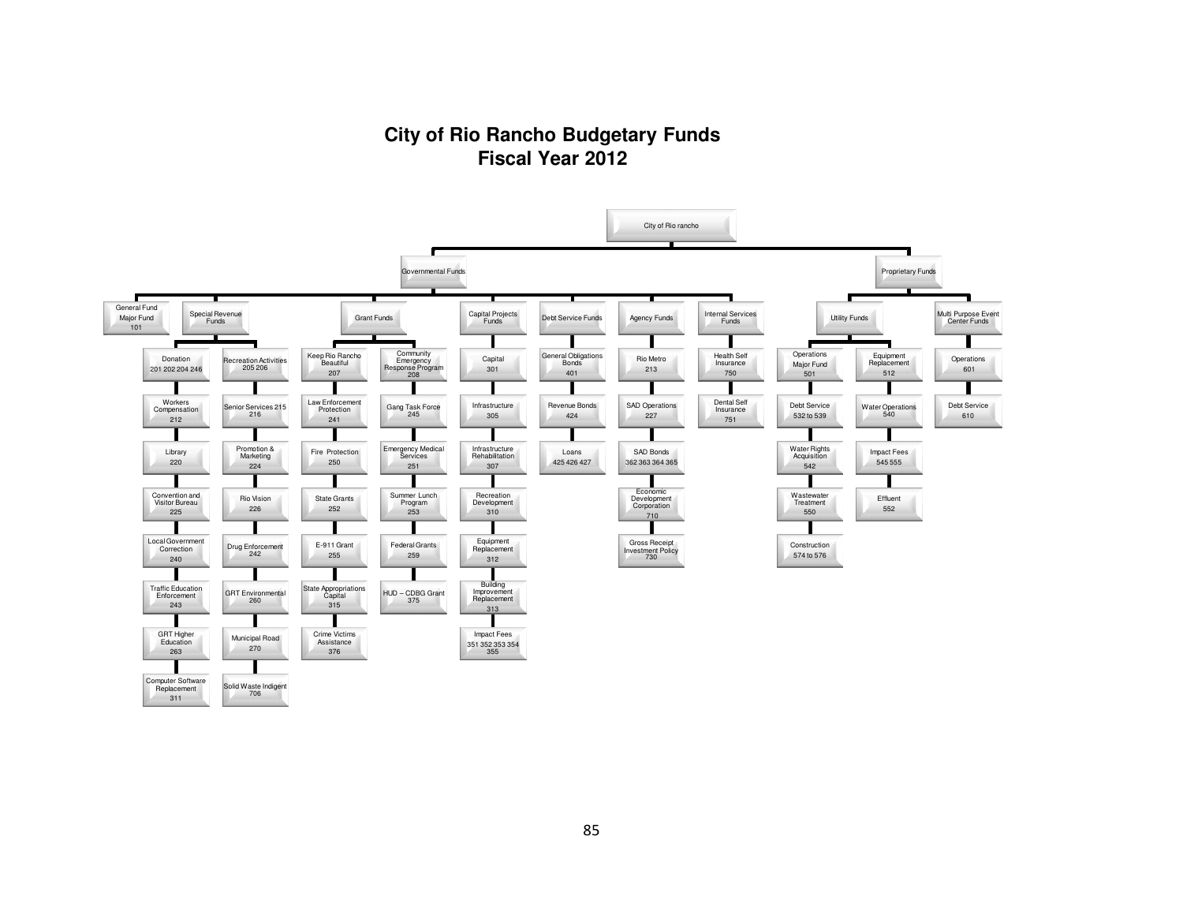# City of Rio Rancho Budgetary Funds
## Fiscal Year 2012

- City of Rio rancho
  - Governmental Funds
    - General Fund Major Fund 101
    - Special Revenue Funds
      - Donation 201 202 204 246
      - Workers Compensation 212
      - Library 220
      - Convention and Visitor Bureau 225
      - Local Government Correction 240
      - Traffic Education Enforcement 243
      - GRT Higher Education 263
      - Computer Software Replacement 311
      - Recreation Activities 205 206
      - Senior Services 215 216
      - Promotion & Marketing 224
      - Rio Vision 226
      - Drug Enforcement 242
      - GRT Environmental 260
      - Municipal Road 270
      - Solid Waste Indigent 706
    - Grant Funds
      - Keep Rio Rancho Beautiful 207
      - Law Enforcement Protection 241
      - Fire Protection 250
      - State Grants 252
      - E-911 Grant 255
      - State Appropriations Capital 315
      - Crime Victims Assistance 376
      - Community Emergency Response Program 208
      - Gang Task Force 245
      - Emergency Medical Services 251
      - Summer Lunch Program 253
      - Federal Grants 259
      - HUD – CDBG Grant 375
    - Capital Projects Funds
      - Capital 301
      - Infrastructure 305
      - Infrastructure Rehabilitation 307
      - Recreation Development 310
      - Equipment Replacement 312
      - Building Improvement Replacement 313
      - Impact Fees 351 352 353 354 355
    - Debt Service Funds
      - General Obligations Bonds 401
      - Revenue Bonds 424
      - Loans 425 426 427
    - Agency Funds
      - Rio Metro 213
      - SAD Operations 227
      - SAD Bonds 362 363 364 365
      - Economic Development Corporation 710
      - Gross Receipt Investment Policy 730
    - Internal Services Funds
      - Health Self Insurance 750
      - Dental Self Insurance 751
  - Proprietary Funds
    - Utility Funds
      - Operations Major Fund 501
      - Debt Service 532 to 539
      - Water Rights Acquisition 542
      - Wastewater Treatment 550
      - Construction 574 to 576
      - Equipment Replacement 512
      - Water Operations 540
      - Impact Fees 545 555
      - Effluent 552
    - Multi Purpose Event Center Funds
      - Operations 601
      - Debt Service 610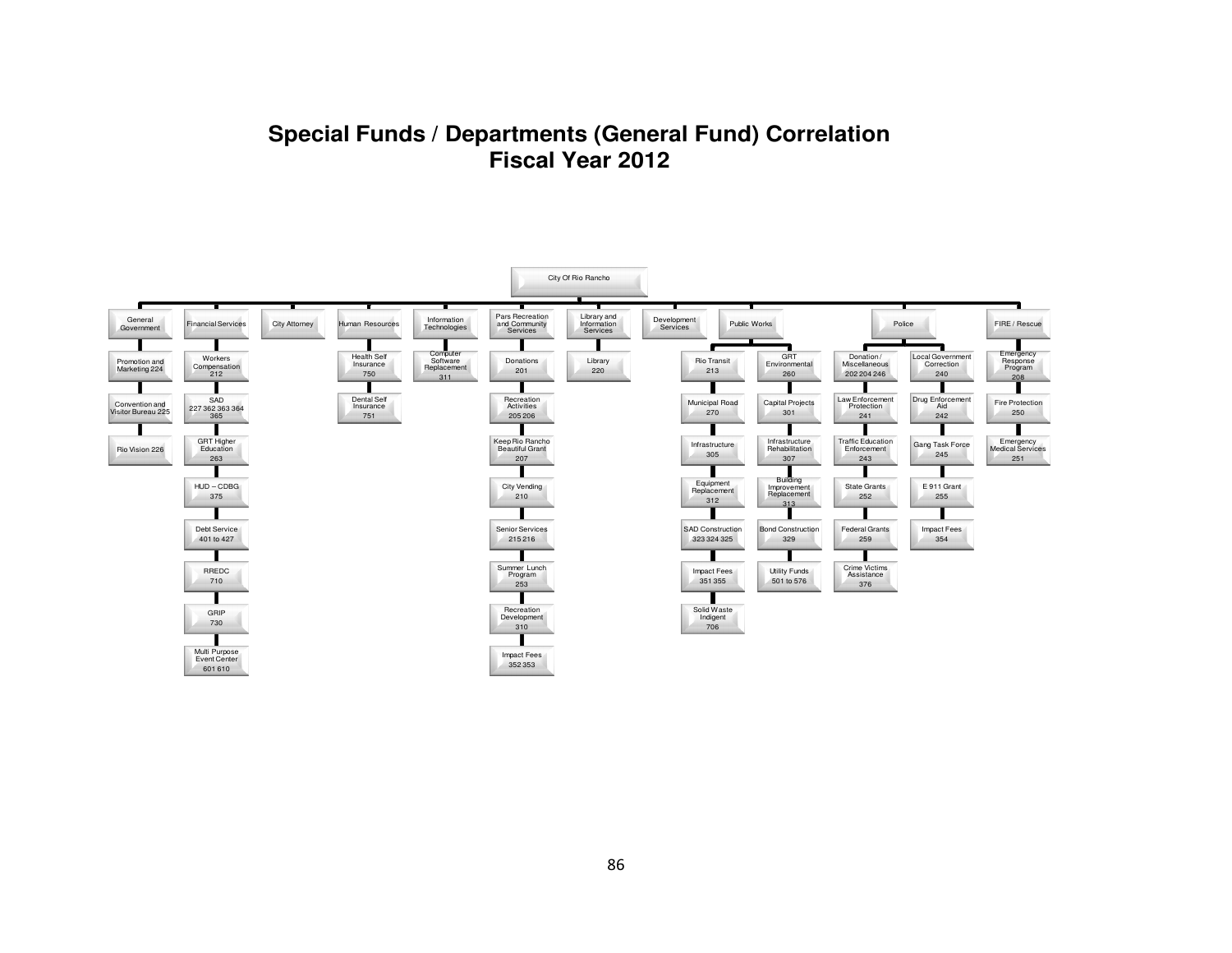# Special Funds / Departments (General Fund) Correlation
# Fiscal Year 2012

**City Of Rio Rancho**

- **General Government**
  - Promotion and Marketing 224
  - Convention and Visitor Bureau 225
  - Rio Vision 226
- **Financial Services**
  - Workers Compensation 212
  - SAD 227 362 363 364 365
  - GRT Higher Education 263
  - HUD – CDBG 375
  - Debt Service 401 to 427
  - RREDC 710
  - GRIP 730
  - Multi Purpose Event Center 601 610
- **City Attorney**
- **Human Resources**
  - Health Self Insurance 750
  - Dental Self Insurance 751
- **Information Technologies**
  - Computer Software Replacement 311
- **Pars Recreation and Community Services**
  - Donations 201
  - Recreation Activities 205 206
  - Keep Rio Rancho Beautiful Grant 207
  - City Vending 210
  - Senior Services 215 216
  - Summer Lunch Program 253
  - Recreation Development 310
  - Impact Fees 352 353
- **Library and Information Services**
  - Library 220
- **Development Services**
- **Public Works**
  - Rio Transit 213
  - Municipal Road 270
  - Infrastructure 305
  - Equipment Replacement 312
  - SAD Construction 323 324 325
  - Impact Fees 351 355
  - Solid Waste Indigent 706
  - GRT Environmental 260
  - Capital Projects 301
  - Infrastructure Rehabilitation 307
  - Building Improvement Replacement 313
  - Bond Construction 329
  - Utility Funds 501 to 576
- **Police**
  - Donation / Miscellaneous 202 204 246
  - Law Enforcement Protection 241
  - Traffic Education Enforcement 243
  - State Grants 252
  - Federal Grants 259
  - Crime Victims Assistance 376
  - Local Government Correction 240
  - Drug Enforcement Aid 242
  - Gang Task Force 245
  - E 911 Grant 255
  - Impact Fees 354
- **FIRE / Rescue**
  - Emergency Response Program 208
  - Fire Protection 250
  - Emergency Medical Services 251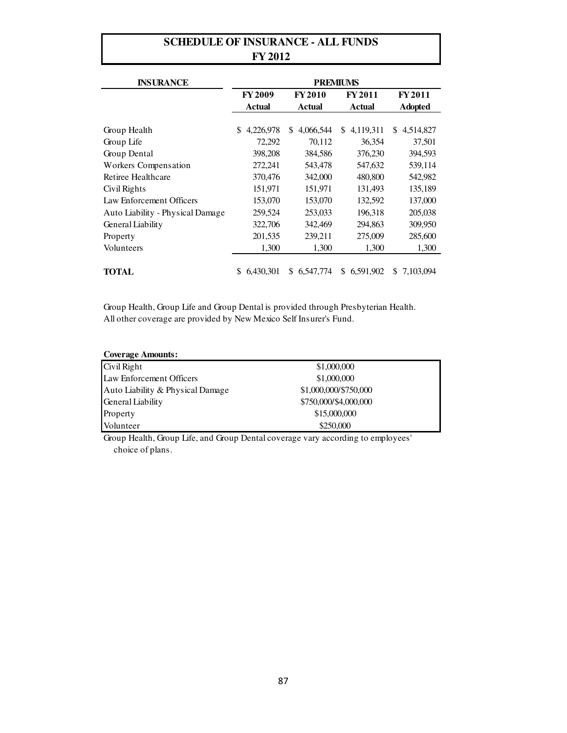# SCHEDULE OF INSURANCE - ALL FUNDS
## FY 2012

| INSURANCE | PREMIUMS | | | |
|---|---|---|---|---|
| | FY 2009 Actual | FY 2010 Actual | FY 2011 Actual | FY 2011 Adopted |
| Group Health | $ 4,226,978 | $ 4,066,544 | $ 4,119,311 | $ 4,514,827 |
| Group Life | 72,292 | 70,112 | 36,354 | 37,501 |
| Group Dental | 398,208 | 384,586 | 376,230 | 394,593 |
| Workers Compensation | 272,241 | 543,478 | 547,632 | 539,114 |
| Retiree Healthcare | 370,476 | 342,000 | 480,800 | 542,982 |
| Civil Rights | 151,971 | 151,971 | 131,493 | 135,189 |
| Law Enforcement Officers | 153,070 | 153,070 | 132,592 | 137,000 |
| Auto Liability - Physical Damage | 259,524 | 253,033 | 196,318 | 205,038 |
| General Liability | 322,706 | 342,469 | 294,863 | 309,950 |
| Property | 201,535 | 239,211 | 275,009 | 285,600 |
| Volunteers | 1,300 | 1,300 | 1,300 | 1,300 |
| **TOTAL** | $ 6,430,301 | $ 6,547,774 | $ 6,591,902 | $ 7,103,094 |

Group Health, Group Life and Group Dental is provided through Presbyterian Health.
All other coverage are provided by New Mexico Self Insurer's Fund.

**Coverage Amounts:**

| Coverage | Amount |
|---|---|
| Civil Right | $1,000,000 |
| Law Enforcement Officers | $1,000,000 |
| Auto Liability & Physical Damage | $1,000,000/$750,000 |
| General Liability | $750,000/$4,000,000 |
| Property | $15,000,000 |
| Volunteer | $250,000 |

Group Health, Group Life, and Group Dental coverage vary according to employees' choice of plans.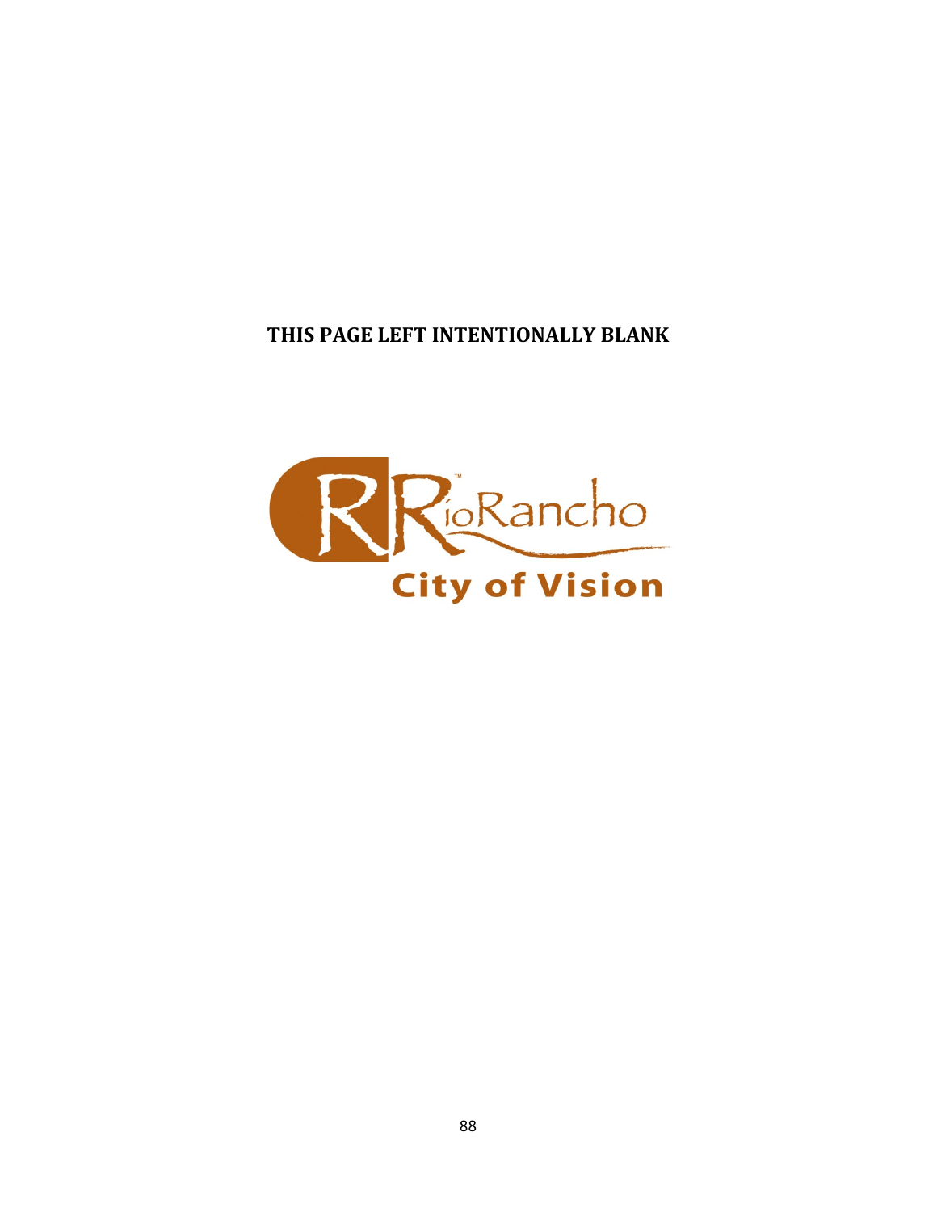**THIS PAGE LEFT INTENTIONALLY BLANK**

RioRancho™

City of Vision